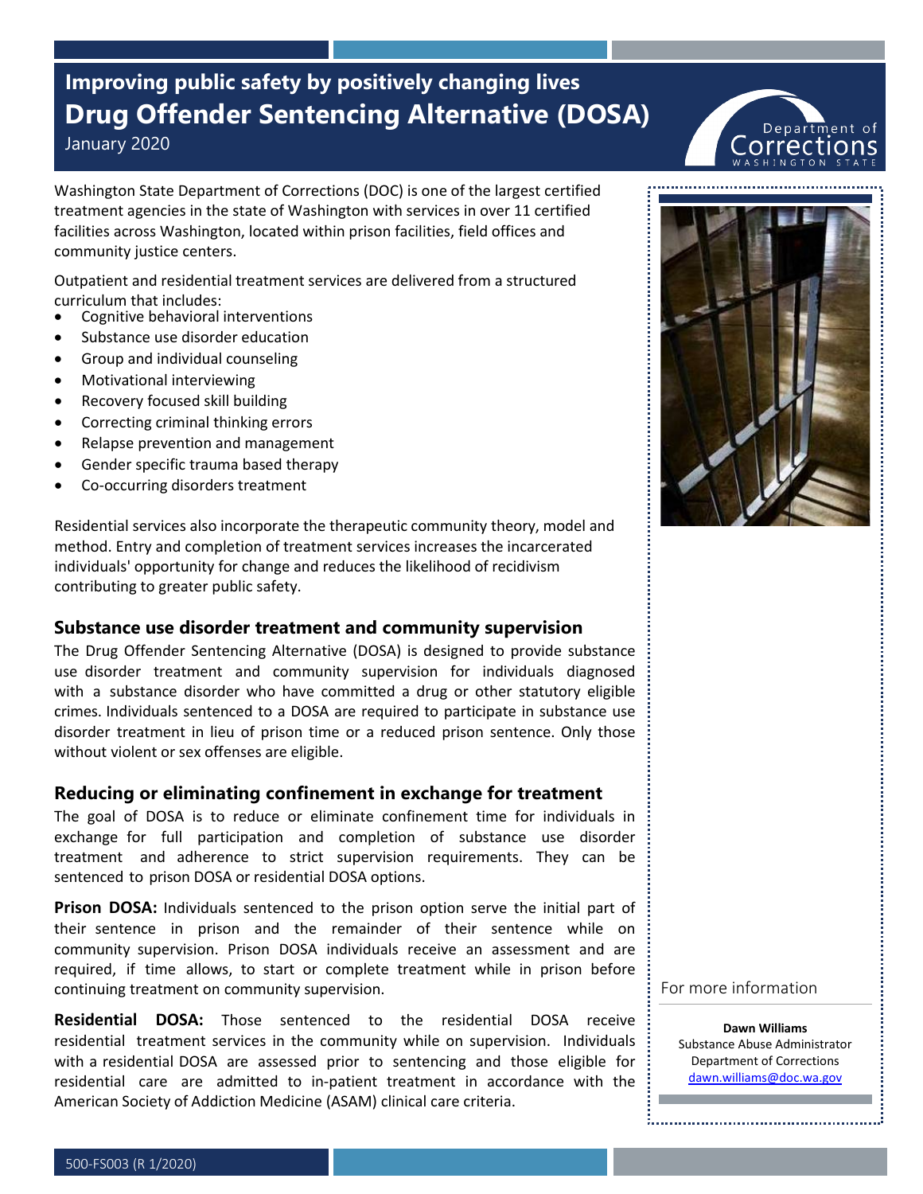# Improving public safety by positively changing lives

# Drug Offender Sentencing Alternative (DOSA)

January 2020

Washington State Department of Corrections (DOC) is one of the largest certified treatment agencies in the state of Washington with services in over 11 certified facilities across Washington, located within prison facilities, field offices and community justice centers.

Outpatient and residential treatment services are delivered from a structured curriculum that includes:

- Cognitive behavioral interventions
- Substance use disorder education
- Group and individual counseling
- Motivational interviewing
- Recovery focused skill building
- Correcting criminal thinking errors
- Relapse prevention and management
- Gender specific trauma based therapy
- Co-occurring disorders treatment

Residential services also incorporate the therapeutic community theory, model and method. Entry and completion of treatment services increases the incarcerated individuals' opportunity for change and reduces the likelihood of recidivism contributing to greater public safety.

## Substance use disorder treatment and community supervision

The Drug Offender Sentencing Alternative (DOSA) is designed to provide substance use disorder treatment and community supervision for individuals diagnosed with a substance disorder who have committed a drug or other statutory eligible crimes. Individuals sentenced to a DOSA are required to participate in substance use disorder treatment in lieu of prison time or a reduced prison sentence. Only those without violent or sex offenses are eligible.

## Reducing or eliminating confinement in exchange for treatment

The goal of DOSA is to reduce or eliminate confinement time for individuals in exchange for full participation and completion of substance use disorder treatment and adherence to strict supervision requirements. They can be sentenced to prison DOSA or residential DOSA options.

**Prison DOSA:** Individuals sentenced to the prison option serve the initial part of their sentence in prison and the remainder of their sentence while on community supervision. Prison DOSA individuals receive an assessment and are required, if time allows, to start or complete treatment while in prison before continuing treatment on community supervision.

**Residential DOSA:** Those sentenced to the residential DOSA receive residential treatment services in the community while on supervision. Individuals with a residential DOSA are assessed prior to sentencing and those eligible for residential care are admitted to in-patient treatment in accordance with the American Society of Addiction Medicine (ASAM) clinical care criteria.

For more information

**Dawn Williams**
Substance Abuse Administrator
Department of Corrections
dawn.williams@doc.wa.gov

500-FS003 (R 1/2020)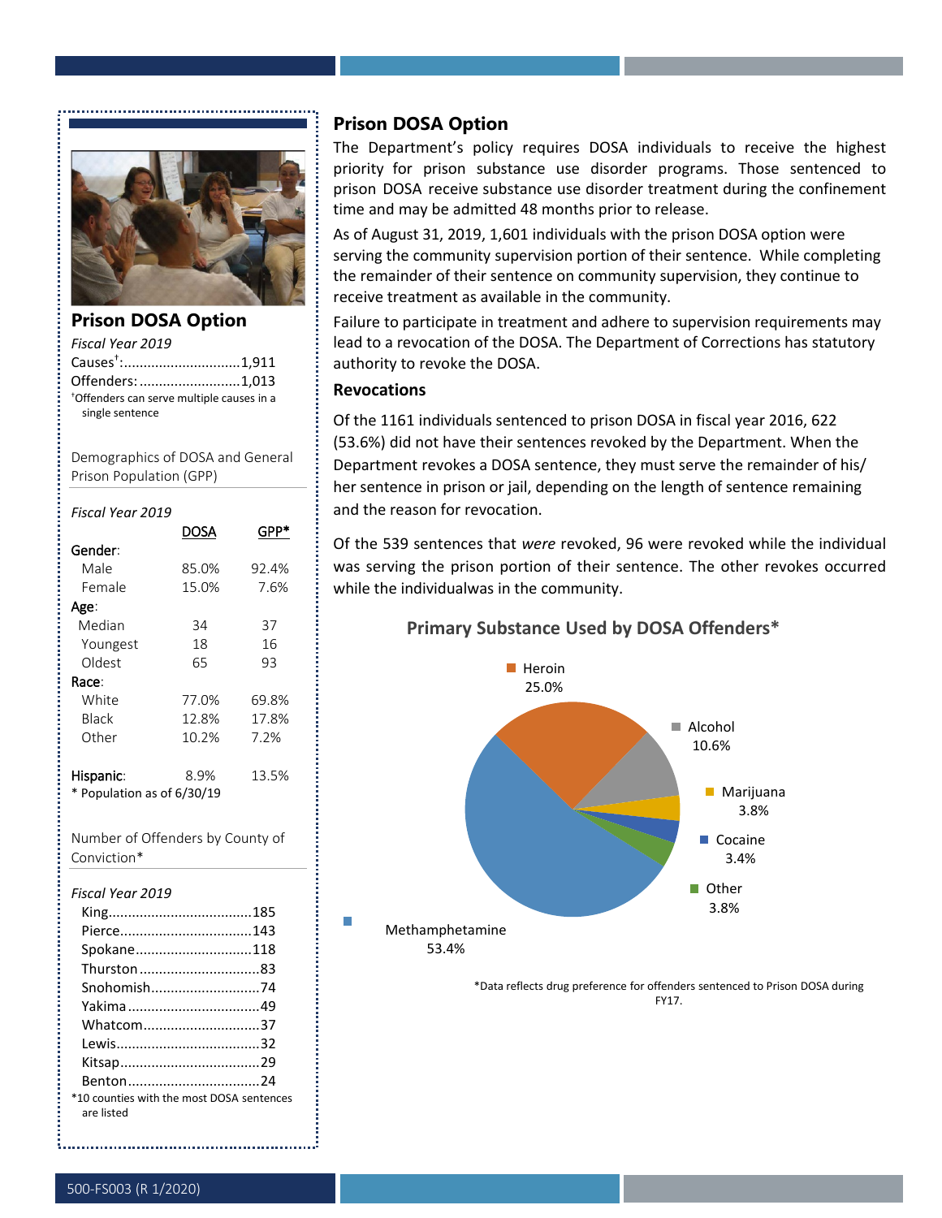## Prison DOSA Option

*Fiscal Year 2019*

Causes[†]:..............................1,911
Offenders:..........................1,013

[†]Offenders can serve multiple causes in a single sentence

Demographics of DOSA and General Prison Population (GPP)

*Fiscal Year 2019*

| | DOSA | GPP* |
|---|---|---|
| **Gender:** | | |
| Male | 85.0% | 92.4% |
| Female | 15.0% | 7.6% |
| **Age:** | | |
| Median | 34 | 37 |
| Youngest | 18 | 16 |
| Oldest | 65 | 93 |
| **Race:** | | |
| White | 77.0% | 69.8% |
| Black | 12.8% | 17.8% |
| Other | 10.2% | 7.2% |
| **Hispanic:** | 8.9% | 13.5% |

\* Population as of 6/30/19

Number of Offenders by County of Conviction*

*Fiscal Year 2019*

King.....................................185
Pierce..................................143
Spokane..............................118
Thurston...............................83
Snohomish............................74
Yakima..................................49
Whatcom..............................37
Lewis.....................................32
Kitsap....................................29
Benton...................................24

*10 counties with the most DOSA sentences are listed

## Prison DOSA Option

The Department's policy requires DOSA individuals to receive the highest priority for prison substance use disorder programs. Those sentenced to prison DOSA receive substance use disorder treatment during the confinement time and may be admitted 48 months prior to release.

As of August 31, 2019, 1,601 individuals with the prison DOSA option were serving the community supervision portion of their sentence. While completing the remainder of their sentence on community supervision, they continue to receive treatment as available in the community.

Failure to participate in treatment and adhere to supervision requirements may lead to a revocation of the DOSA. The Department of Corrections has statutory authority to revoke the DOSA.

### Revocations

Of the 1161 individuals sentenced to prison DOSA in fiscal year 2016, 622 (53.6%) did not have their sentences revoked by the Department. When the Department revokes a DOSA sentence, they must serve the remainder of his/her sentence in prison or jail, depending on the length of sentence remaining and the reason for revocation.

Of the 539 sentences that *were* revoked, 96 were revoked while the individual was serving the prison portion of their sentence. The other revokes occurred while the individualwas in the community.

### Primary Substance Used by DOSA Offenders*

| Substance | Percent |
|---|---|
| Methamphetamine | 53.4% |
| Heroin | 25.0% |
| Alcohol | 10.6% |
| Marijuana | 3.8% |
| Cocaine | 3.4% |
| Other | 3.8% |

*Data reflects drug preference for offenders sentenced to Prison DOSA during FY17.

500-FS003 (R 1/2020)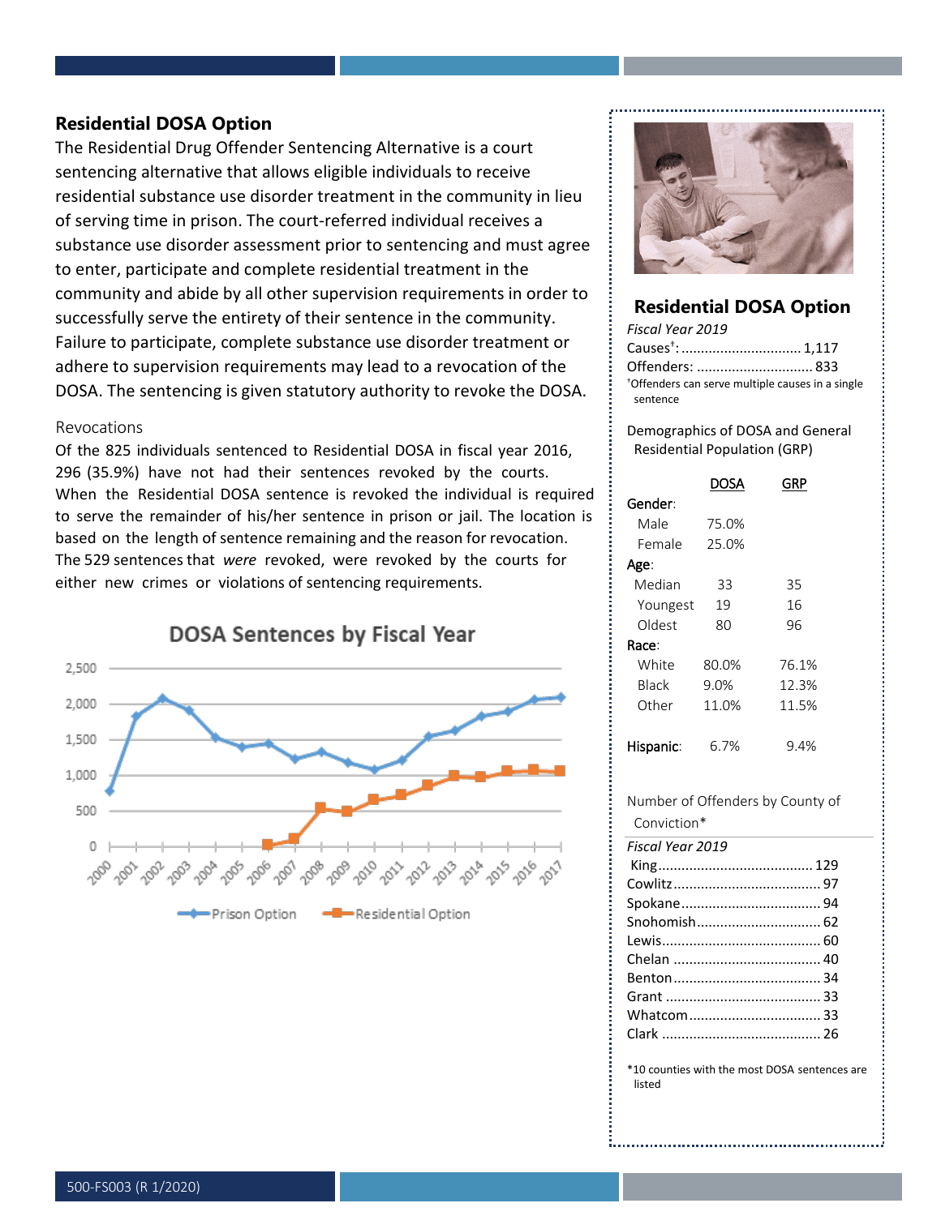## Residential DOSA Option

The Residential Drug Offender Sentencing Alternative is a court sentencing alternative that allows eligible individuals to receive residential substance use disorder treatment in the community in lieu of serving time in prison. The court-referred individual receives a substance use disorder assessment prior to sentencing and must agree to enter, participate and complete residential treatment in the community and abide by all other supervision requirements in order to successfully serve the entirety of their sentence in the community. Failure to participate, complete substance use disorder treatment or adhere to supervision requirements may lead to a revocation of the DOSA. The sentencing is given statutory authority to revoke the DOSA.

### Revocations

Of the 825 individuals sentenced to Residential DOSA in fiscal year 2016, 296 (35.9%) have not had their sentences revoked by the courts. When the Residential DOSA sentence is revoked the individual is required to serve the remainder of his/her sentence in prison or jail. The location is based on the length of sentence remaining and the reason for revocation. The 529 sentences that *were* revoked, were revoked by the courts for either new crimes or violations of sentencing requirements.

**DOSA Sentences by Fiscal Year**

(Line chart: Prison Option and Residential Option, fiscal years 2000–2017; y-axis 0 to 2,500)

## Residential DOSA Option

*Fiscal Year 2019*

Causes[†]: 1,117

Offenders: 833

[†]Offenders can serve multiple causes in a single sentence

Demographics of DOSA and General Residential Population (GRP)

| | DOSA | GRP |
|---|---|---|
| **Gender:** | | |
| Male | 75.0% | |
| Female | 25.0% | |
| **Age:** | | |
| Median | 33 | 35 |
| Youngest | 19 | 16 |
| Oldest | 80 | 96 |
| **Race:** | | |
| White | 80.0% | 76.1% |
| Black | 9.0% | 12.3% |
| Other | 11.0% | 11.5% |
| **Hispanic:** | 6.7% | 9.4% |

Number of Offenders by County of Conviction*

*Fiscal Year 2019*

| County | Offenders |
|---|---|
| King | 129 |
| Cowlitz | 97 |
| Spokane | 94 |
| Snohomish | 62 |
| Lewis | 60 |
| Chelan | 40 |
| Benton | 34 |
| Grant | 33 |
| Whatcom | 33 |
| Clark | 26 |

*10 counties with the most DOSA sentences are listed

500-FS003 (R 1/2020)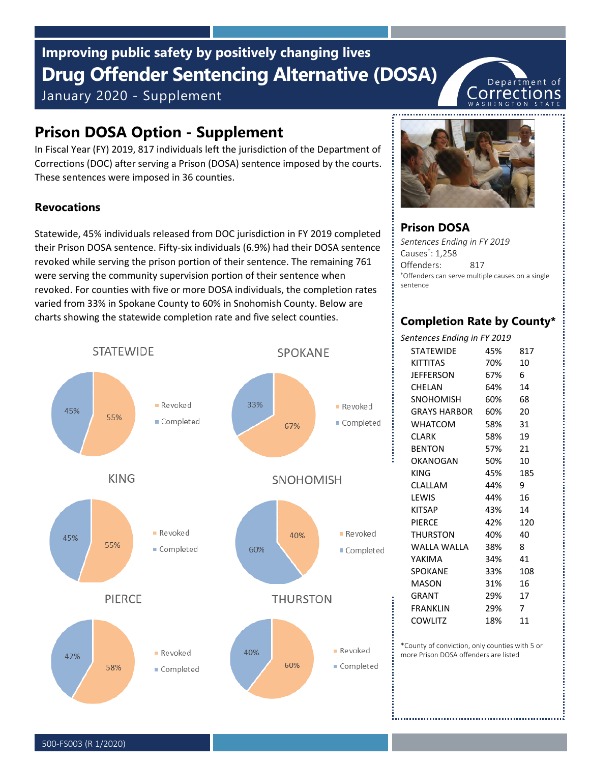# Improving public safety by positively changing lives

# Drug Offender Sentencing Alternative (DOSA)

January 2020 - Supplement

## Prison DOSA Option - Supplement

In Fiscal Year (FY) 2019, 817 individuals left the jurisdiction of the Department of Corrections (DOC) after serving a Prison (DOSA) sentence imposed by the courts. These sentences were imposed in 36 counties.

### Revocations

Statewide, 45% individuals released from DOC jurisdiction in FY 2019 completed their Prison DOSA sentence. Fifty-six individuals (6.9%) had their DOSA sentence revoked while serving the prison portion of their sentence. The remaining 761 were serving the community supervision portion of their sentence when revoked. For counties with five or more DOSA individuals, the completion rates varied from 33% in Spokane County to 60% in Snohomish County. Below are charts showing the statewide completion rate and five select counties.

| Area | Revoked | Completed |
|---|---|---|
| STATEWIDE | 55% | 45% |
| SPOKANE | 67% | 33% |
| KING | 55% | 45% |
| SNOHOMISH | 40% | 60% |
| PIERCE | 58% | 42% |
| THURSTON | 60% | 40% |

### Prison DOSA

*Sentences Ending in FY 2019*

Causes[†]: 1,258

Offenders: 817

[†]Offenders can serve multiple causes on a single sentence

### Completion Rate by County*

*Sentences Ending in FY 2019*

| County | Completion Rate | Offenders |
|---|---|---|
| STATEWIDE | 45% | 817 |
| KITTITAS | 70% | 10 |
| JEFFERSON | 67% | 6 |
| CHELAN | 64% | 14 |
| SNOHOMISH | 60% | 68 |
| GRAYS HARBOR | 60% | 20 |
| WHATCOM | 58% | 31 |
| CLARK | 58% | 19 |
| BENTON | 57% | 21 |
| OKANOGAN | 50% | 10 |
| KING | 45% | 185 |
| CLALLAM | 44% | 9 |
| LEWIS | 44% | 16 |
| KITSAP | 43% | 14 |
| PIERCE | 42% | 120 |
| THURSTON | 40% | 40 |
| WALLA WALLA | 38% | 8 |
| YAKIMA | 34% | 41 |
| SPOKANE | 33% | 108 |
| MASON | 31% | 16 |
| GRANT | 29% | 17 |
| FRANKLIN | 29% | 7 |
| COWLITZ | 18% | 11 |

*County of conviction, only counties with 5 or more Prison DOSA offenders are listed

500-FS003 (R 1/2020)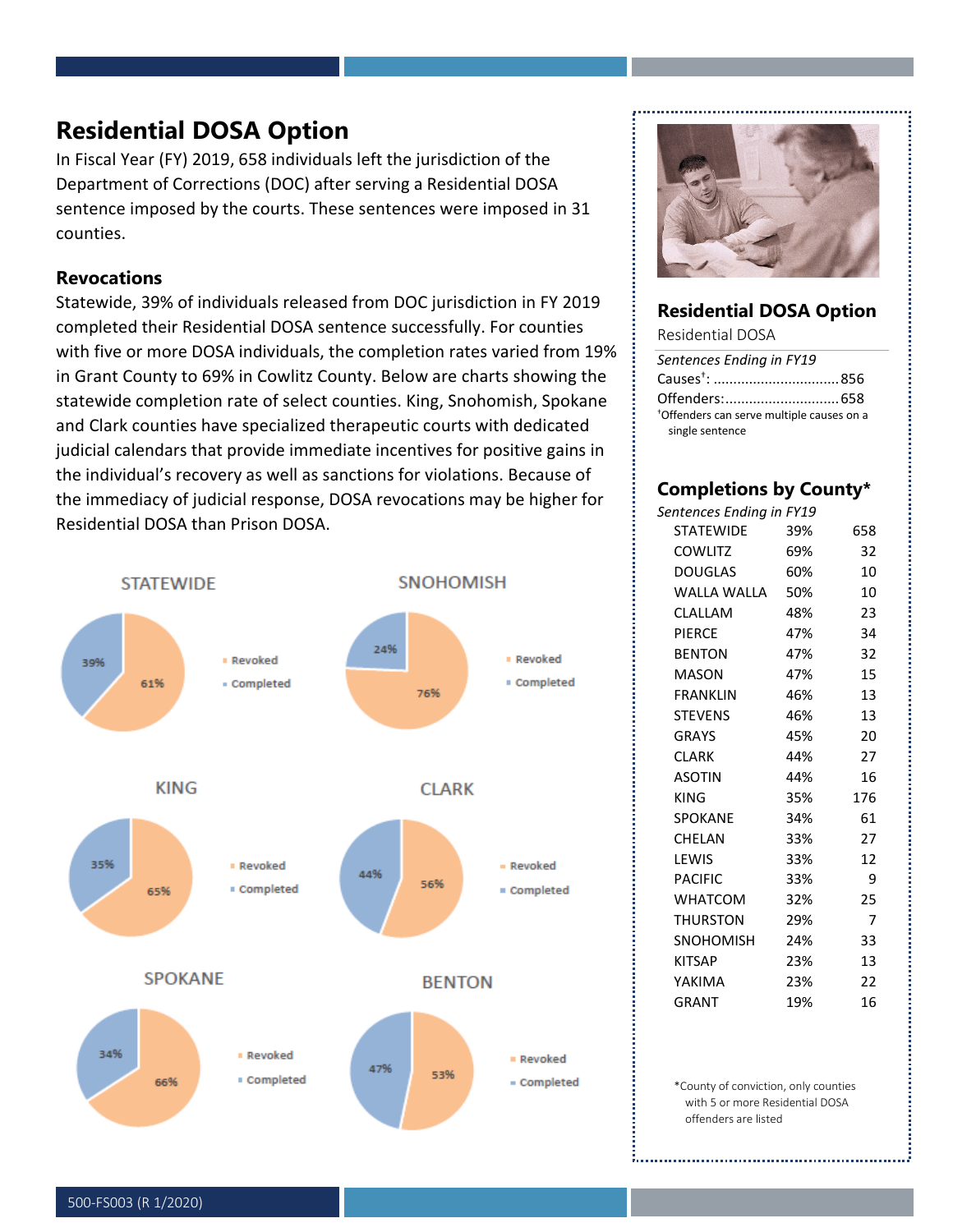# Residential DOSA Option

In Fiscal Year (FY) 2019, 658 individuals left the jurisdiction of the Department of Corrections (DOC) after serving a Residential DOSA sentence imposed by the courts. These sentences were imposed in 31 counties.

### Revocations

Statewide, 39% of individuals released from DOC jurisdiction in FY 2019 completed their Residential DOSA sentence successfully. For counties with five or more DOSA individuals, the completion rates varied from 19% in Grant County to 69% in Cowlitz County. Below are charts showing the statewide completion rate of select counties. King, Snohomish, Spokane and Clark counties have specialized therapeutic courts with dedicated judicial calendars that provide immediate incentives for positive gains in the individual's recovery as well as sanctions for violations. Because of the immediacy of judicial response, DOSA revocations may be higher for Residential DOSA than Prison DOSA.

STATEWIDE
39%
61%
Revoked
Completed

SNOHOMISH
24%
76%
Revoked
Completed

KING
35%
65%
Revoked
Completed

CLARK
44%
56%
Revoked
Completed

SPOKANE
34%
66%
Revoked
Completed

BENTON
47%
53%
Revoked
Completed

## Residential DOSA Option

Residential DOSA

*Sentences Ending in FY19*

Causes[†]: ................................ 856

Offenders:............................. 658

[†]Offenders can serve multiple causes on a single sentence

## Completions by County*

*Sentences Ending in FY19*

| | | |
|---|---|---|
| STATEWIDE | 39% | 658 |
| COWLITZ | 69% | 32 |
| DOUGLAS | 60% | 10 |
| WALLA WALLA | 50% | 10 |
| CLALLAM | 48% | 23 |
| PIERCE | 47% | 34 |
| BENTON | 47% | 32 |
| MASON | 47% | 15 |
| FRANKLIN | 46% | 13 |
| STEVENS | 46% | 13 |
| GRAYS | 45% | 20 |
| CLARK | 44% | 27 |
| ASOTIN | 44% | 16 |
| KING | 35% | 176 |
| SPOKANE | 34% | 61 |
| CHELAN | 33% | 27 |
| LEWIS | 33% | 12 |
| PACIFIC | 33% | 9 |
| WHATCOM | 32% | 25 |
| THURSTON | 29% | 7 |
| SNOHOMISH | 24% | 33 |
| KITSAP | 23% | 13 |
| YAKIMA | 23% | 22 |
| GRANT | 19% | 16 |

*County of conviction, only counties with 5 or more Residential DOSA offenders are listed

500-FS003 (R 1/2020)